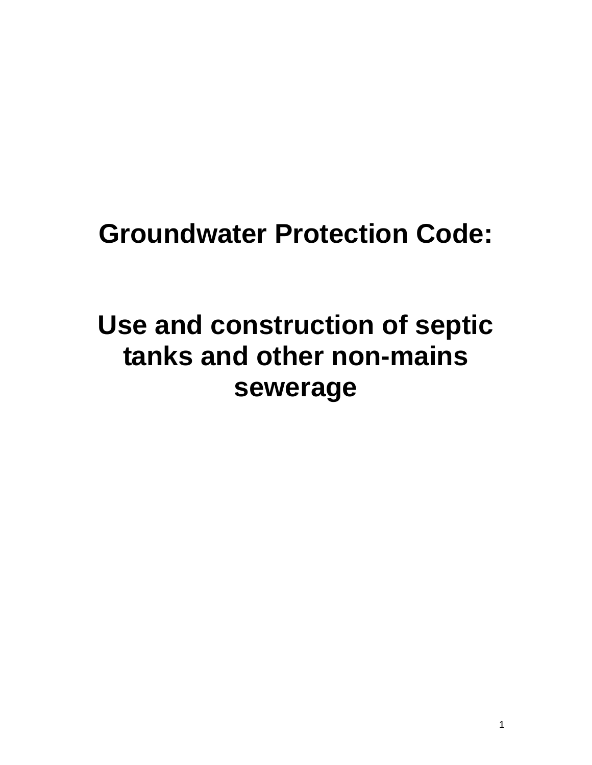# Groundwater Protection Code:

# Use and construction of septic tanks and other non-mains sewerage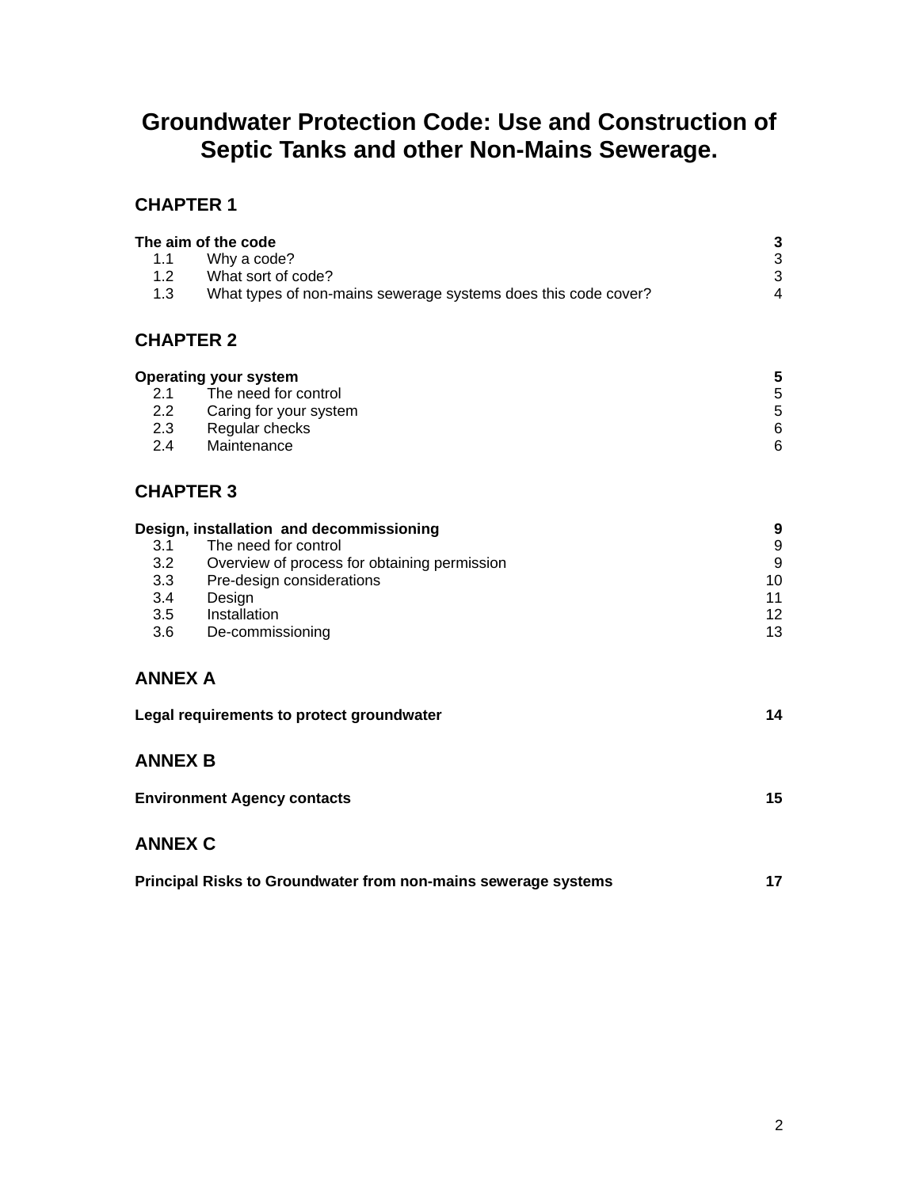# Groundwater Protection Code: Use and Construction of Septic Tanks and other Non-Mains Sewerage.

## CHAPTER 1

| | | |
|---|---|---|
| **The aim of the code** | | **3** |
| 1.1 | Why a code? | 3 |
| 1.2 | What sort of code? | 3 |
| 1.3 | What types of non-mains sewerage systems does this code cover? | 4 |

## CHAPTER 2

| | | |
|---|---|---|
| **Operating your system** | | **5** |
| 2.1 | The need for control | 5 |
| 2.2 | Caring for your system | 5 |
| 2.3 | Regular checks | 6 |
| 2.4 | Maintenance | 6 |

## CHAPTER 3

| | | |
|---|---|---|
| **Design, installation and decommissioning** | | **9** |
| 3.1 | The need for control | 9 |
| 3.2 | Overview of process for obtaining permission | 9 |
| 3.3 | Pre-design considerations | 10 |
| 3.4 | Design | 11 |
| 3.5 | Installation | 12 |
| 3.6 | De-commissioning | 13 |

## ANNEX A

**Legal requirements to protect groundwater** — **14**

## ANNEX B

**Environment Agency contacts** — **15**

## ANNEX C

**Principal Risks to Groundwater from non-mains sewerage systems** — **17**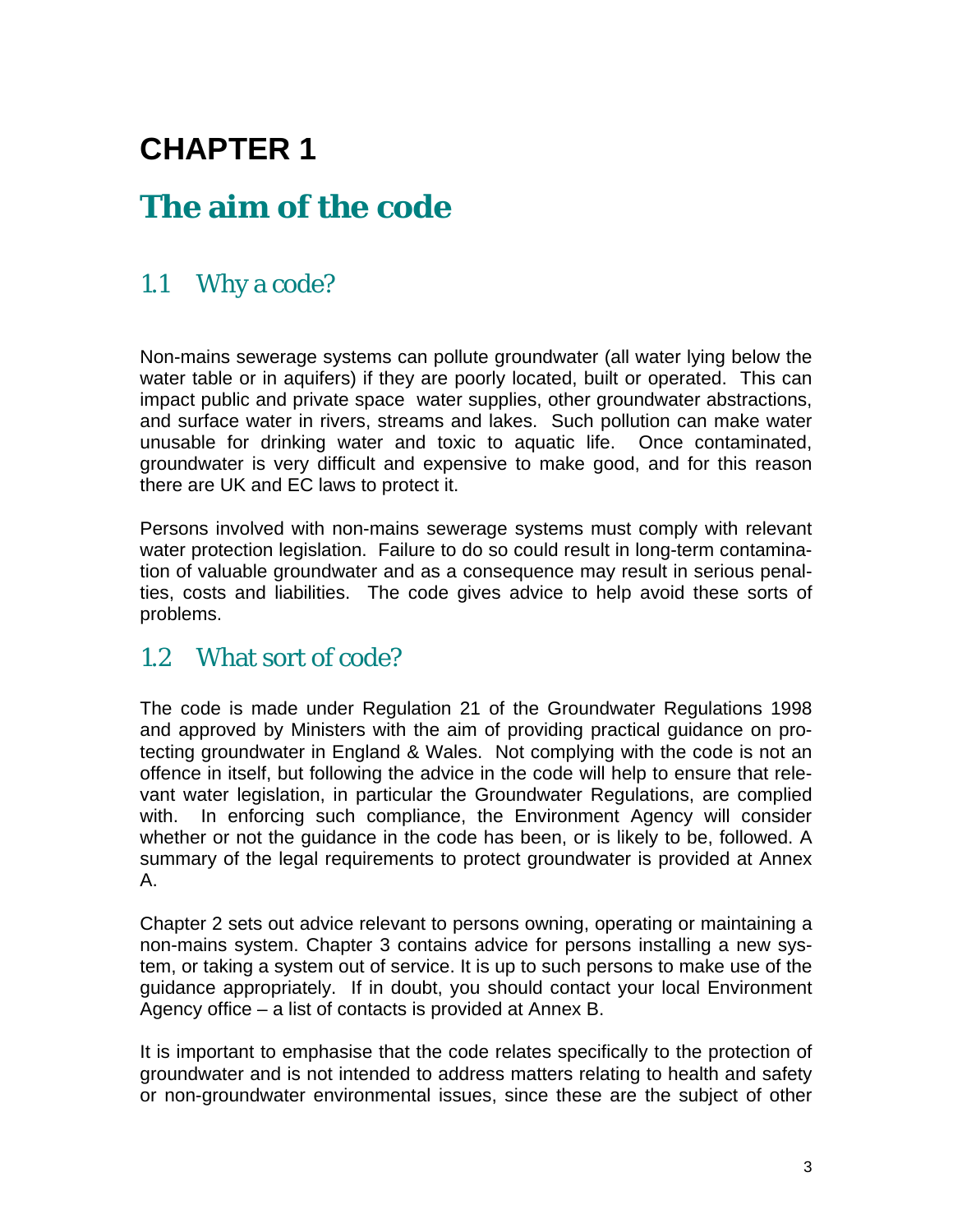# CHAPTER 1

# The aim of the code

## 1.1 Why a code?

Non-mains sewerage systems can pollute groundwater (all water lying below the water table or in aquifers) if they are poorly located, built or operated. This can impact public and private space water supplies, other groundwater abstractions, and surface water in rivers, streams and lakes. Such pollution can make water unusable for drinking water and toxic to aquatic life. Once contaminated, groundwater is very difficult and expensive to make good, and for this reason there are UK and EC laws to protect it.

Persons involved with non-mains sewerage systems must comply with relevant water protection legislation. Failure to do so could result in long-term contamination of valuable groundwater and as a consequence may result in serious penalties, costs and liabilities. The code gives advice to help avoid these sorts of problems.

## 1.2 What sort of code?

The code is made under Regulation 21 of the Groundwater Regulations 1998 and approved by Ministers with the aim of providing practical guidance on protecting groundwater in England & Wales. Not complying with the code is not an offence in itself, but following the advice in the code will help to ensure that relevant water legislation, in particular the Groundwater Regulations, are complied with. In enforcing such compliance, the Environment Agency will consider whether or not the guidance in the code has been, or is likely to be, followed. A summary of the legal requirements to protect groundwater is provided at Annex A.

Chapter 2 sets out advice relevant to persons owning, operating or maintaining a non-mains system. Chapter 3 contains advice for persons installing a new system, or taking a system out of service. It is up to such persons to make use of the guidance appropriately. If in doubt, you should contact your local Environment Agency office – a list of contacts is provided at Annex B.

It is important to emphasise that the code relates specifically to the protection of groundwater and is not intended to address matters relating to health and safety or non-groundwater environmental issues, since these are the subject of other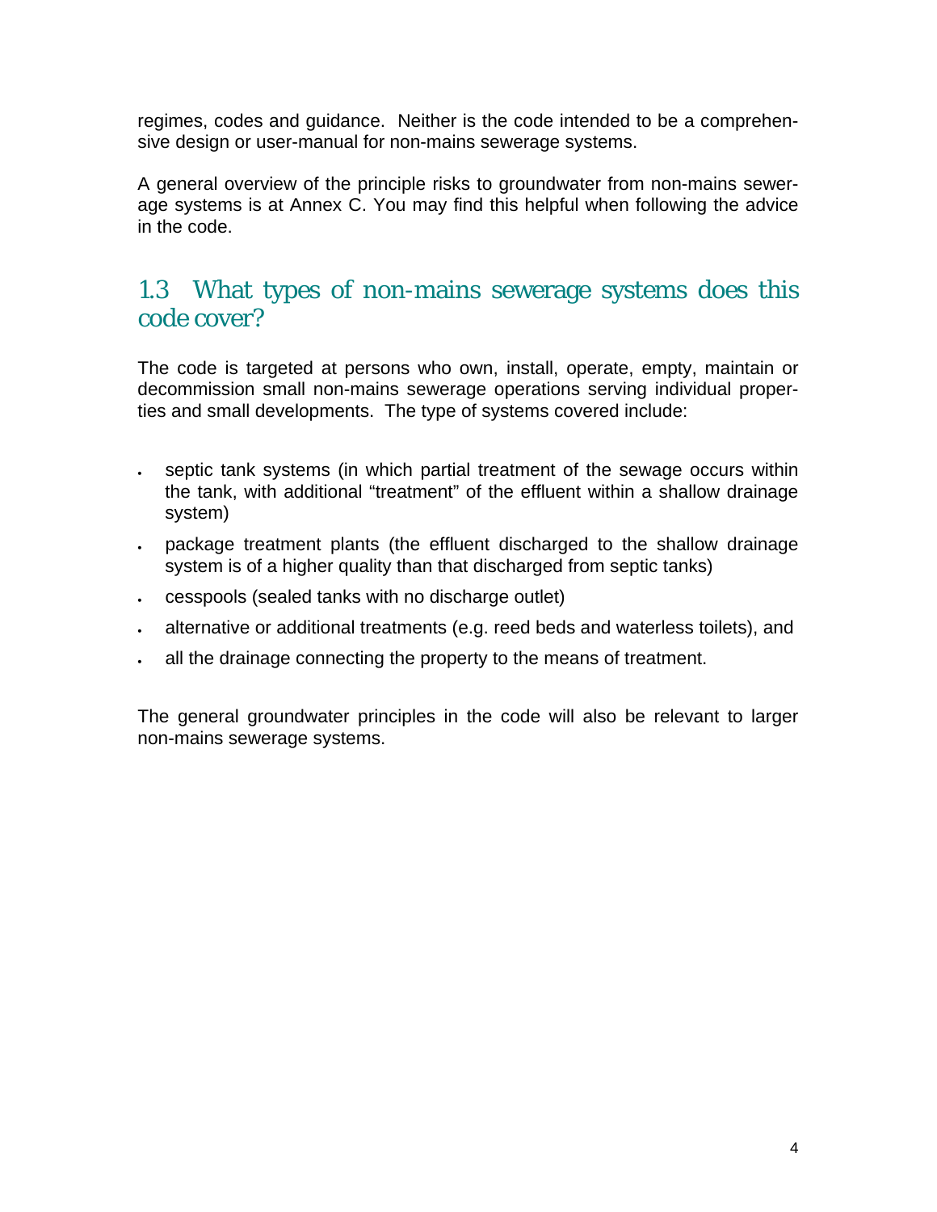regimes, codes and guidance. Neither is the code intended to be a comprehensive design or user-manual for non-mains sewerage systems.

A general overview of the principle risks to groundwater from non-mains sewerage systems is at Annex C. You may find this helpful when following the advice in the code.

## 1.3 What types of non-mains sewerage systems does this code cover?

The code is targeted at persons who own, install, operate, empty, maintain or decommission small non-mains sewerage operations serving individual properties and small developments. The type of systems covered include:

- septic tank systems (in which partial treatment of the sewage occurs within the tank, with additional "treatment" of the effluent within a shallow drainage system)
- package treatment plants (the effluent discharged to the shallow drainage system is of a higher quality than that discharged from septic tanks)
- cesspools (sealed tanks with no discharge outlet)
- alternative or additional treatments (e.g. reed beds and waterless toilets), and
- all the drainage connecting the property to the means of treatment.

The general groundwater principles in the code will also be relevant to larger non-mains sewerage systems.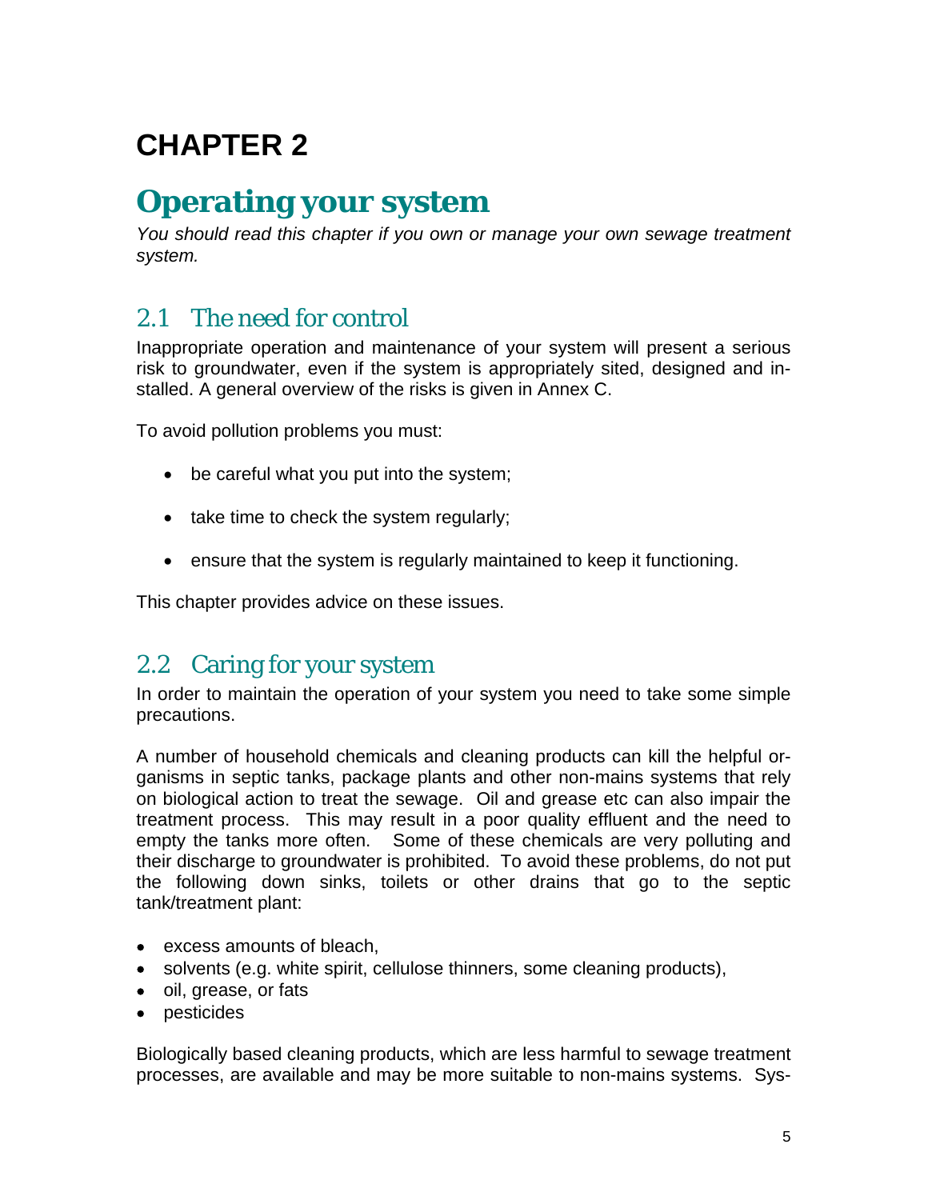# CHAPTER 2

# Operating your system

*You should read this chapter if you own or manage your own sewage treatment system.*

## 2.1 The need for control

Inappropriate operation and maintenance of your system will present a serious risk to groundwater, even if the system is appropriately sited, designed and installed. A general overview of the risks is given in Annex C.

To avoid pollution problems you must:

- be careful what you put into the system;
- take time to check the system regularly;
- ensure that the system is regularly maintained to keep it functioning.

This chapter provides advice on these issues.

## 2.2 Caring for your system

In order to maintain the operation of your system you need to take some simple precautions.

A number of household chemicals and cleaning products can kill the helpful organisms in septic tanks, package plants and other non-mains systems that rely on biological action to treat the sewage. Oil and grease etc can also impair the treatment process. This may result in a poor quality effluent and the need to empty the tanks more often. Some of these chemicals are very polluting and their discharge to groundwater is prohibited. To avoid these problems, do not put the following down sinks, toilets or other drains that go to the septic tank/treatment plant:

- excess amounts of bleach,
- solvents (e.g. white spirit, cellulose thinners, some cleaning products),
- oil, grease, or fats
- pesticides

Biologically based cleaning products, which are less harmful to sewage treatment processes, are available and may be more suitable to non-mains systems. Sys-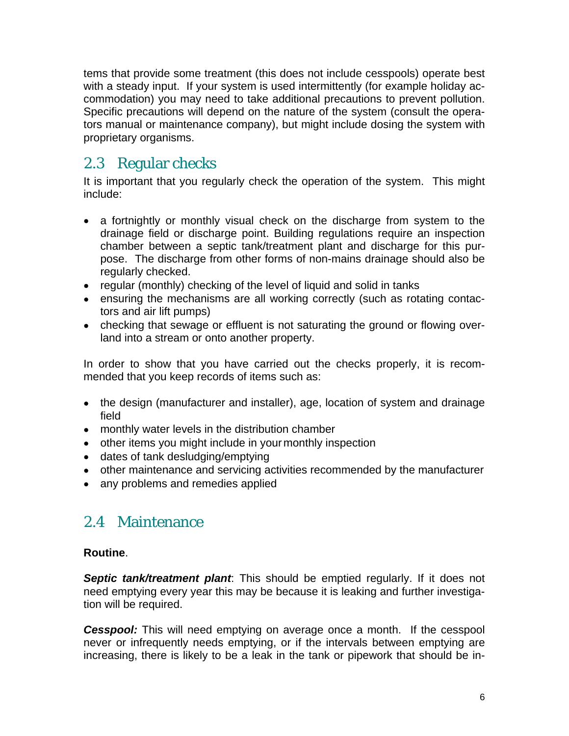tems that provide some treatment (this does not include cesspools) operate best with a steady input. If your system is used intermittently (for example holiday accommodation) you may need to take additional precautions to prevent pollution. Specific precautions will depend on the nature of the system (consult the operators manual or maintenance company), but might include dosing the system with proprietary organisms.

## 2.3 Regular checks

It is important that you regularly check the operation of the system. This might include:

- a fortnightly or monthly visual check on the discharge from system to the drainage field or discharge point. Building regulations require an inspection chamber between a septic tank/treatment plant and discharge for this purpose. The discharge from other forms of non-mains drainage should also be regularly checked.
- regular (monthly) checking of the level of liquid and solid in tanks
- ensuring the mechanisms are all working correctly (such as rotating contactors and air lift pumps)
- checking that sewage or effluent is not saturating the ground or flowing overland into a stream or onto another property.

In order to show that you have carried out the checks properly, it is recommended that you keep records of items such as:

- the design (manufacturer and installer), age, location of system and drainage field
- monthly water levels in the distribution chamber
- other items you might include in your monthly inspection
- dates of tank desludging/emptying
- other maintenance and servicing activities recommended by the manufacturer
- any problems and remedies applied

## 2.4 Maintenance

**Routine**.

***Septic tank/treatment plant***: This should be emptied regularly. If it does not need emptying every year this may be because it is leaking and further investigation will be required.

***Cesspool:*** This will need emptying on average once a month. If the cesspool never or infrequently needs emptying, or if the intervals between emptying are increasing, there is likely to be a leak in the tank or pipework that should be in-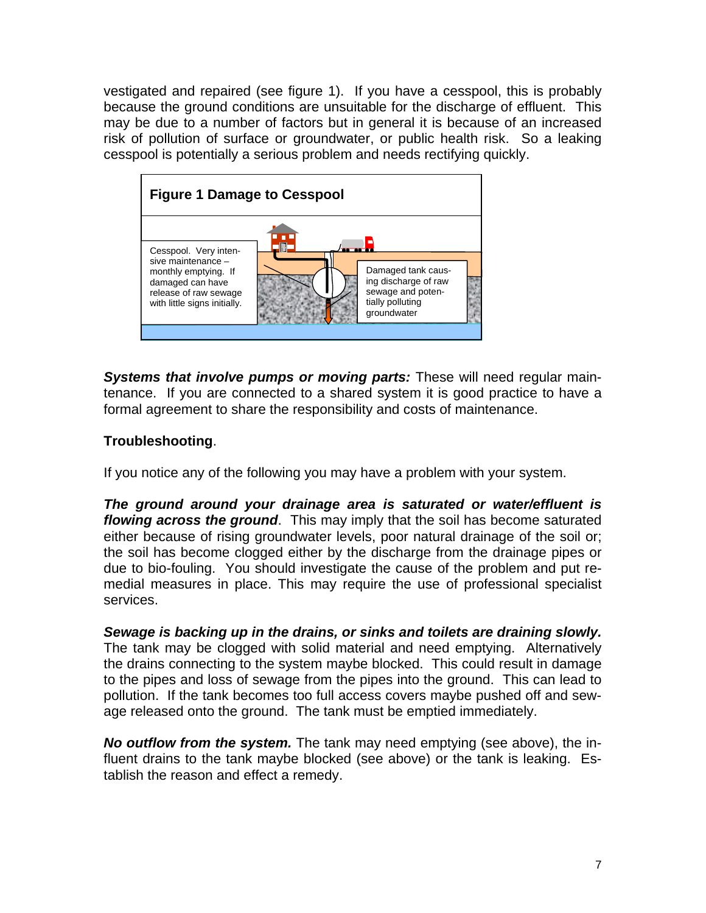vestigated and repaired (see figure 1). If you have a cesspool, this is probably because the ground conditions are unsuitable for the discharge of effluent. This may be due to a number of factors but in general it is because of an increased risk of pollution of surface or groundwater, or public health risk. So a leaking cesspool is potentially a serious problem and needs rectifying quickly.

**Figure 1 Damage to Cesspool**

Cesspool. Very intensive maintenance – monthly emptying. If damaged can have release of raw sewage with little signs initially.

Damaged tank causing discharge of raw sewage and potentially polluting groundwater

***Systems that involve pumps or moving parts:*** These will need regular maintenance. If you are connected to a shared system it is good practice to have a formal agreement to share the responsibility and costs of maintenance.

**Troubleshooting**.

If you notice any of the following you may have a problem with your system.

***The ground around your drainage area is saturated or water/effluent is flowing across the ground***. This may imply that the soil has become saturated either because of rising groundwater levels, poor natural drainage of the soil or; the soil has become clogged either by the discharge from the drainage pipes or due to bio-fouling. You should investigate the cause of the problem and put remedial measures in place. This may require the use of professional specialist services.

***Sewage is backing up in the drains, or sinks and toilets are draining slowly.*** The tank may be clogged with solid material and need emptying. Alternatively the drains connecting to the system maybe blocked. This could result in damage to the pipes and loss of sewage from the pipes into the ground. This can lead to pollution. If the tank becomes too full access covers maybe pushed off and sewage released onto the ground. The tank must be emptied immediately.

***No outflow from the system.*** The tank may need emptying (see above), the influent drains to the tank maybe blocked (see above) or the tank is leaking. Establish the reason and effect a remedy.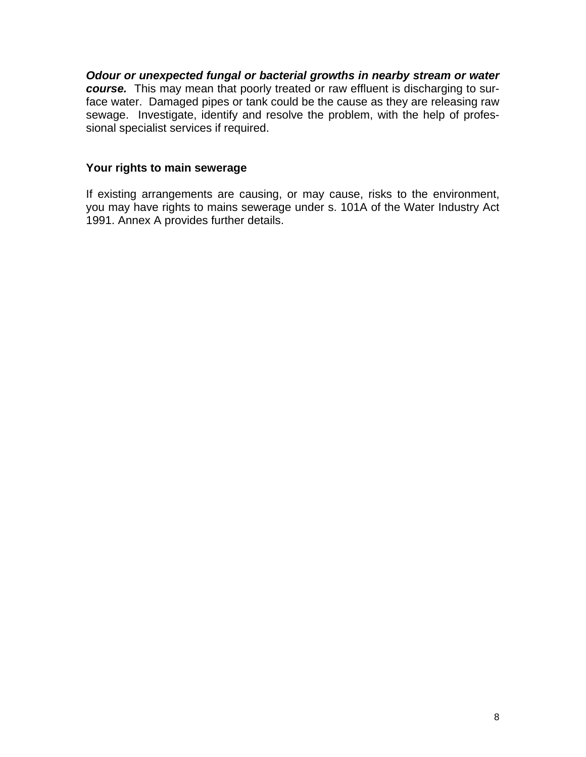***Odour or unexpected fungal or bacterial growths in nearby stream or water course.*** This may mean that poorly treated or raw effluent is discharging to surface water. Damaged pipes or tank could be the cause as they are releasing raw sewage. Investigate, identify and resolve the problem, with the help of professional specialist services if required.

## Your rights to main sewerage

If existing arrangements are causing, or may cause, risks to the environment, you may have rights to mains sewerage under s. 101A of the Water Industry Act 1991. Annex A provides further details.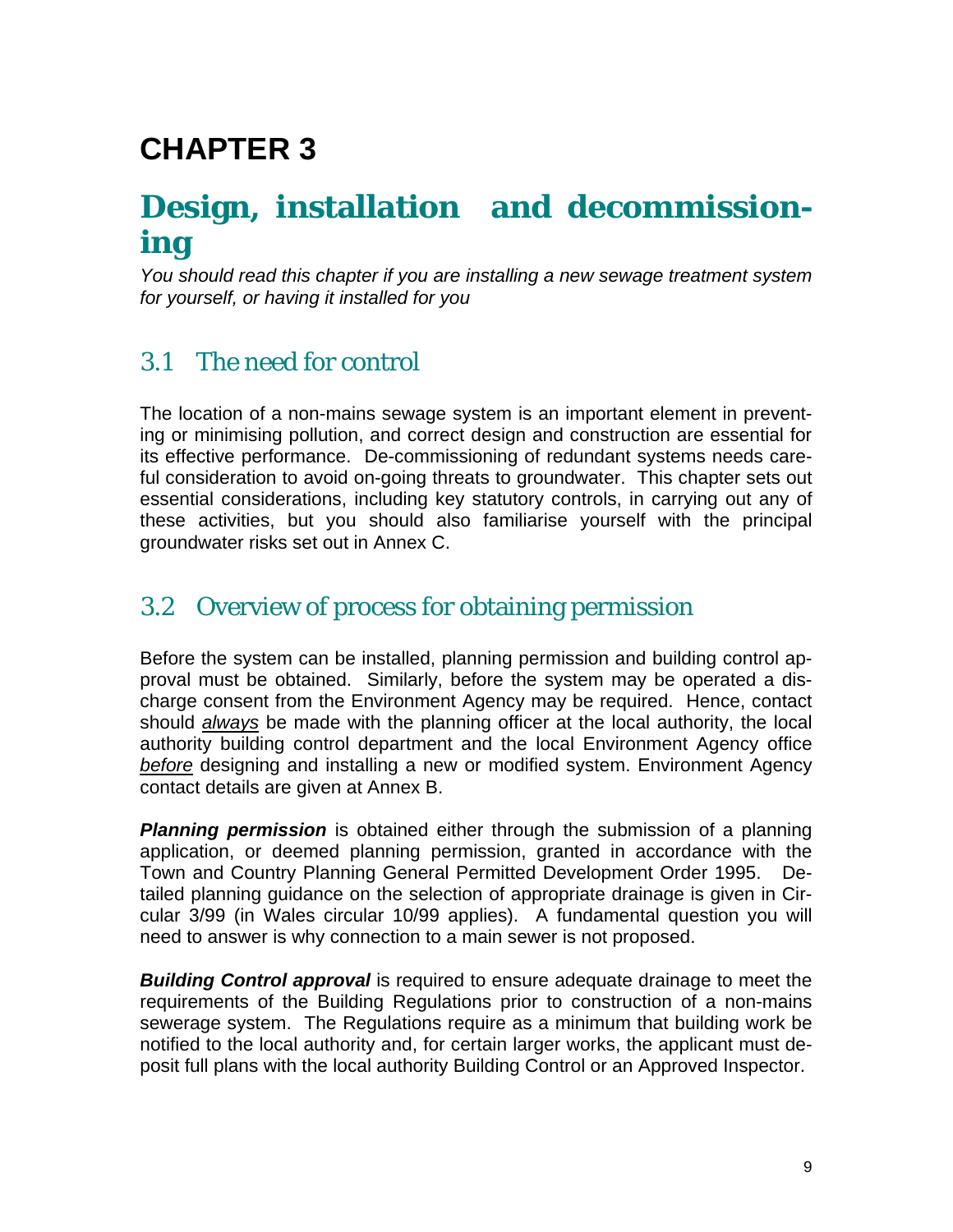# CHAPTER 3

## Design, installation and decommissioning

*You should read this chapter if you are installing a new sewage treatment system for yourself, or having it installed for you*

### 3.1 The need for control

The location of a non-mains sewage system is an important element in preventing or minimising pollution, and correct design and construction are essential for its effective performance. De-commissioning of redundant systems needs careful consideration to avoid on-going threats to groundwater. This chapter sets out essential considerations, including key statutory controls, in carrying out any of these activities, but you should also familiarise yourself with the principal groundwater risks set out in Annex C.

### 3.2 Overview of process for obtaining permission

Before the system can be installed, planning permission and building control approval must be obtained. Similarly, before the system may be operated a discharge consent from the Environment Agency may be required. Hence, contact should *<u>always</u>* be made with the planning officer at the local authority, the local authority building control department and the local Environment Agency office *<u>before</u>* designing and installing a new or modified system. Environment Agency contact details are given at Annex B.

***Planning permission*** is obtained either through the submission of a planning application, or deemed planning permission, granted in accordance with the Town and Country Planning General Permitted Development Order 1995. Detailed planning guidance on the selection of appropriate drainage is given in Circular 3/99 (in Wales circular 10/99 applies). A fundamental question you will need to answer is why connection to a main sewer is not proposed.

***Building Control approval*** is required to ensure adequate drainage to meet the requirements of the Building Regulations prior to construction of a non-mains sewerage system. The Regulations require as a minimum that building work be notified to the local authority and, for certain larger works, the applicant must deposit full plans with the local authority Building Control or an Approved Inspector.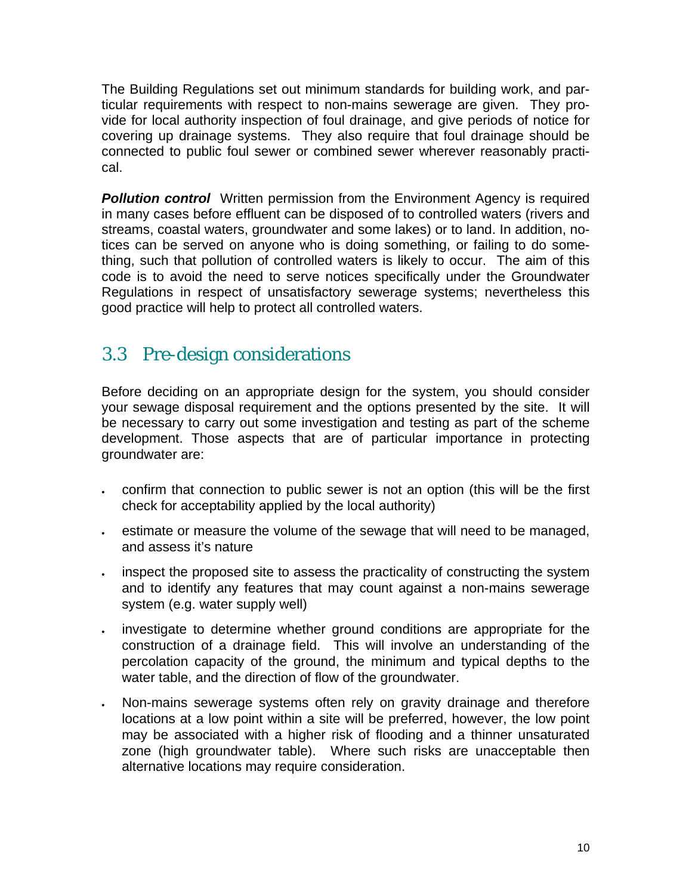The Building Regulations set out minimum standards for building work, and particular requirements with respect to non-mains sewerage are given. They provide for local authority inspection of foul drainage, and give periods of notice for covering up drainage systems. They also require that foul drainage should be connected to public foul sewer or combined sewer wherever reasonably practical.

***Pollution control*** Written permission from the Environment Agency is required in many cases before effluent can be disposed of to controlled waters (rivers and streams, coastal waters, groundwater and some lakes) or to land. In addition, notices can be served on anyone who is doing something, or failing to do something, such that pollution of controlled waters is likely to occur. The aim of this code is to avoid the need to serve notices specifically under the Groundwater Regulations in respect of unsatisfactory sewerage systems; nevertheless this good practice will help to protect all controlled waters.

## 3.3 Pre-design considerations

Before deciding on an appropriate design for the system, you should consider your sewage disposal requirement and the options presented by the site. It will be necessary to carry out some investigation and testing as part of the scheme development. Those aspects that are of particular importance in protecting groundwater are:

- confirm that connection to public sewer is not an option (this will be the first check for acceptability applied by the local authority)
- estimate or measure the volume of the sewage that will need to be managed, and assess it's nature
- inspect the proposed site to assess the practicality of constructing the system and to identify any features that may count against a non-mains sewerage system (e.g. water supply well)
- investigate to determine whether ground conditions are appropriate for the construction of a drainage field. This will involve an understanding of the percolation capacity of the ground, the minimum and typical depths to the water table, and the direction of flow of the groundwater.
- Non-mains sewerage systems often rely on gravity drainage and therefore locations at a low point within a site will be preferred, however, the low point may be associated with a higher risk of flooding and a thinner unsaturated zone (high groundwater table). Where such risks are unacceptable then alternative locations may require consideration.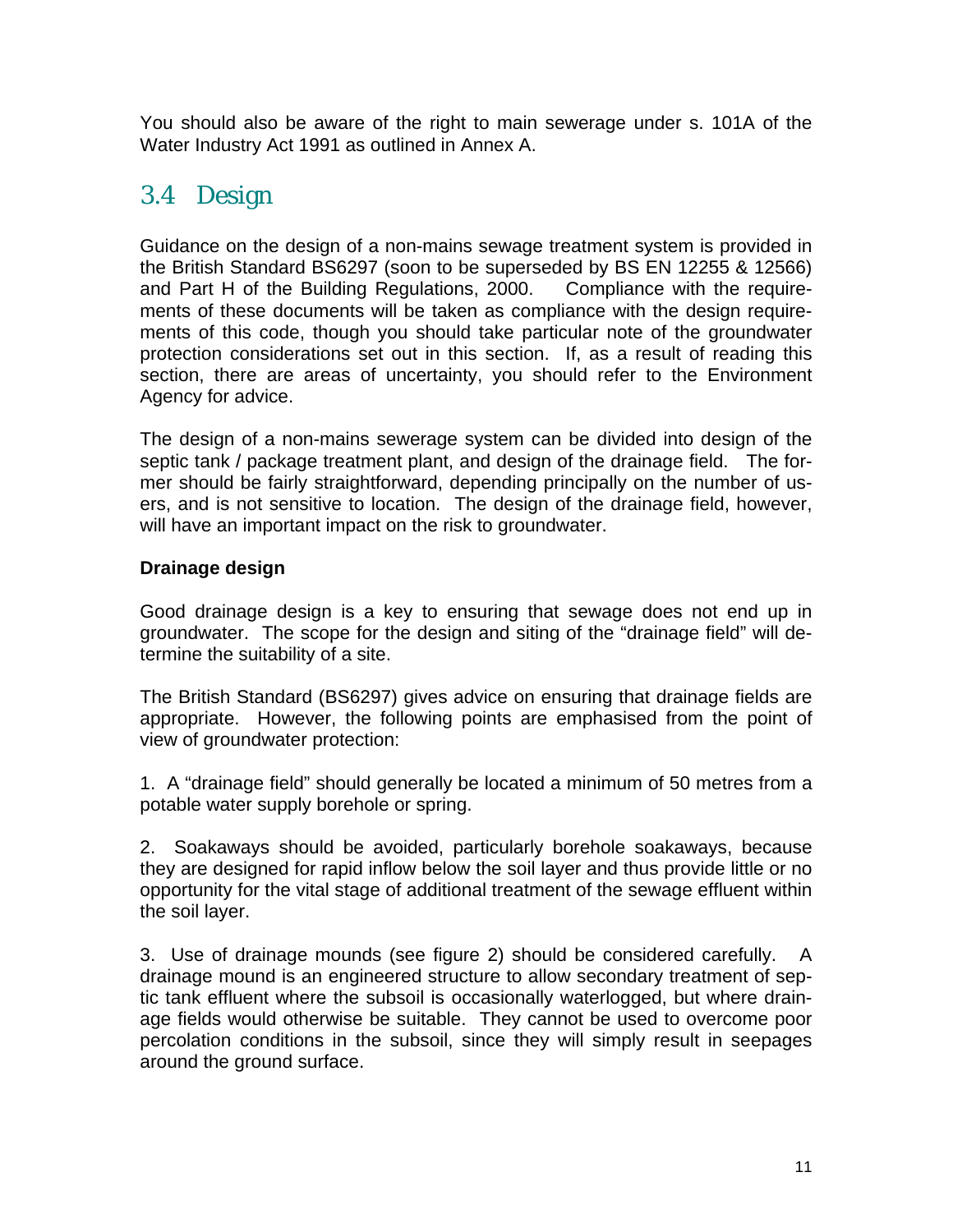You should also be aware of the right to main sewerage under s. 101A of the Water Industry Act 1991 as outlined in Annex A.

## 3.4 Design

Guidance on the design of a non-mains sewage treatment system is provided in the British Standard BS6297 (soon to be superseded by BS EN 12255 & 12566) and Part H of the Building Regulations, 2000. Compliance with the requirements of these documents will be taken as compliance with the design requirements of this code, though you should take particular note of the groundwater protection considerations set out in this section. If, as a result of reading this section, there are areas of uncertainty, you should refer to the Environment Agency for advice.

The design of a non-mains sewerage system can be divided into design of the septic tank / package treatment plant, and design of the drainage field. The former should be fairly straightforward, depending principally on the number of users, and is not sensitive to location. The design of the drainage field, however, will have an important impact on the risk to groundwater.

**Drainage design**

Good drainage design is a key to ensuring that sewage does not end up in groundwater. The scope for the design and siting of the "drainage field" will determine the suitability of a site.

The British Standard (BS6297) gives advice on ensuring that drainage fields are appropriate. However, the following points are emphasised from the point of view of groundwater protection:

1. A "drainage field" should generally be located a minimum of 50 metres from a potable water supply borehole or spring.

2. Soakaways should be avoided, particularly borehole soakaways, because they are designed for rapid inflow below the soil layer and thus provide little or no opportunity for the vital stage of additional treatment of the sewage effluent within the soil layer.

3. Use of drainage mounds (see figure 2) should be considered carefully. A drainage mound is an engineered structure to allow secondary treatment of septic tank effluent where the subsoil is occasionally waterlogged, but where drainage fields would otherwise be suitable. They cannot be used to overcome poor percolation conditions in the subsoil, since they will simply result in seepages around the ground surface.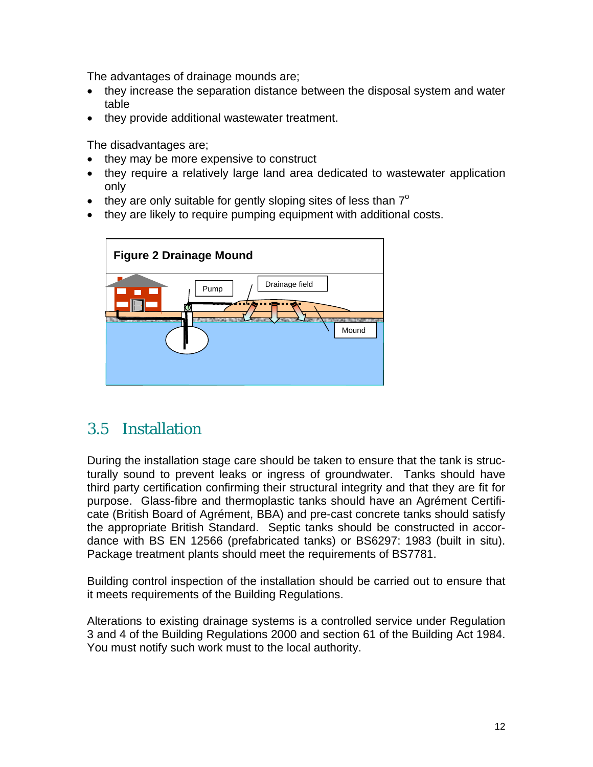The advantages of drainage mounds are;

- they increase the separation distance between the disposal system and water table
- they provide additional wastewater treatment.

The disadvantages are;

- they may be more expensive to construct
- they require a relatively large land area dedicated to wastewater application only
- they are only suitable for gently sloping sites of less than 7$^{o}$
- they are likely to require pumping equipment with additional costs.

**Figure 2 Drainage Mound**

## 3.5 Installation

During the installation stage care should be taken to ensure that the tank is structurally sound to prevent leaks or ingress of groundwater. Tanks should have third party certification confirming their structural integrity and that they are fit for purpose. Glass-fibre and thermoplastic tanks should have an Agrément Certificate (British Board of Agrément, BBA) and pre-cast concrete tanks should satisfy the appropriate British Standard. Septic tanks should be constructed in accordance with BS EN 12566 (prefabricated tanks) or BS6297: 1983 (built in situ). Package treatment plants should meet the requirements of BS7781.

Building control inspection of the installation should be carried out to ensure that it meets requirements of the Building Regulations.

Alterations to existing drainage systems is a controlled service under Regulation 3 and 4 of the Building Regulations 2000 and section 61 of the Building Act 1984. You must notify such work must to the local authority.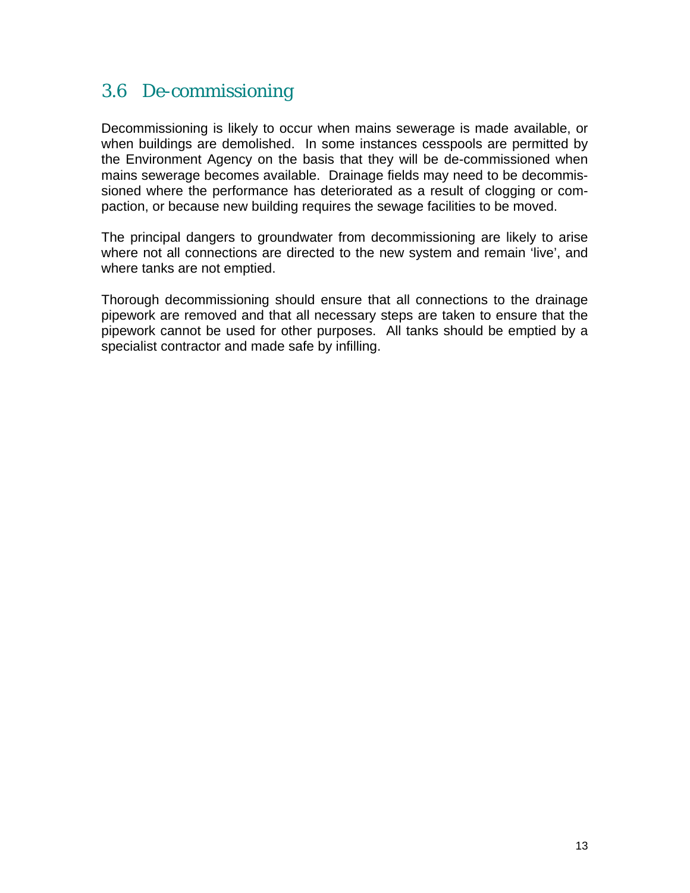## 3.6 De-commissioning

Decommissioning is likely to occur when mains sewerage is made available, or when buildings are demolished. In some instances cesspools are permitted by the Environment Agency on the basis that they will be de-commissioned when mains sewerage becomes available. Drainage fields may need to be decommissioned where the performance has deteriorated as a result of clogging or compaction, or because new building requires the sewage facilities to be moved.

The principal dangers to groundwater from decommissioning are likely to arise where not all connections are directed to the new system and remain 'live', and where tanks are not emptied.

Thorough decommissioning should ensure that all connections to the drainage pipework are removed and that all necessary steps are taken to ensure that the pipework cannot be used for other purposes. All tanks should be emptied by a specialist contractor and made safe by infilling.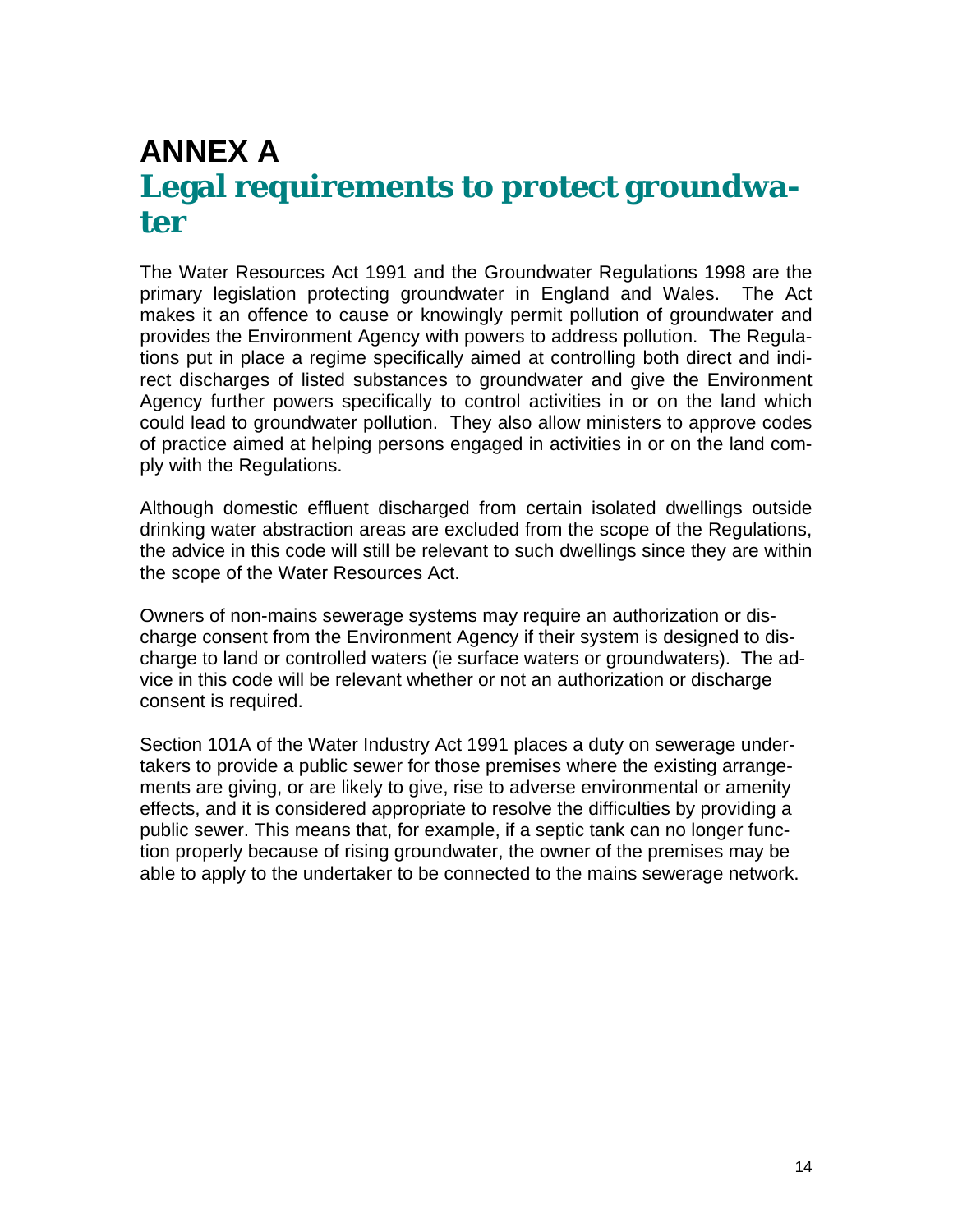# ANNEX A

## Legal requirements to protect groundwater

The Water Resources Act 1991 and the Groundwater Regulations 1998 are the primary legislation protecting groundwater in England and Wales. The Act makes it an offence to cause or knowingly permit pollution of groundwater and provides the Environment Agency with powers to address pollution. The Regulations put in place a regime specifically aimed at controlling both direct and indirect discharges of listed substances to groundwater and give the Environment Agency further powers specifically to control activities in or on the land which could lead to groundwater pollution. They also allow ministers to approve codes of practice aimed at helping persons engaged in activities in or on the land comply with the Regulations.

Although domestic effluent discharged from certain isolated dwellings outside drinking water abstraction areas are excluded from the scope of the Regulations, the advice in this code will still be relevant to such dwellings since they are within the scope of the Water Resources Act.

Owners of non-mains sewerage systems may require an authorization or discharge consent from the Environment Agency if their system is designed to discharge to land or controlled waters (ie surface waters or groundwaters). The advice in this code will be relevant whether or not an authorization or discharge consent is required.

Section 101A of the Water Industry Act 1991 places a duty on sewerage undertakers to provide a public sewer for those premises where the existing arrangements are giving, or are likely to give, rise to adverse environmental or amenity effects, and it is considered appropriate to resolve the difficulties by providing a public sewer. This means that, for example, if a septic tank can no longer function properly because of rising groundwater, the owner of the premises may be able to apply to the undertaker to be connected to the mains sewerage network.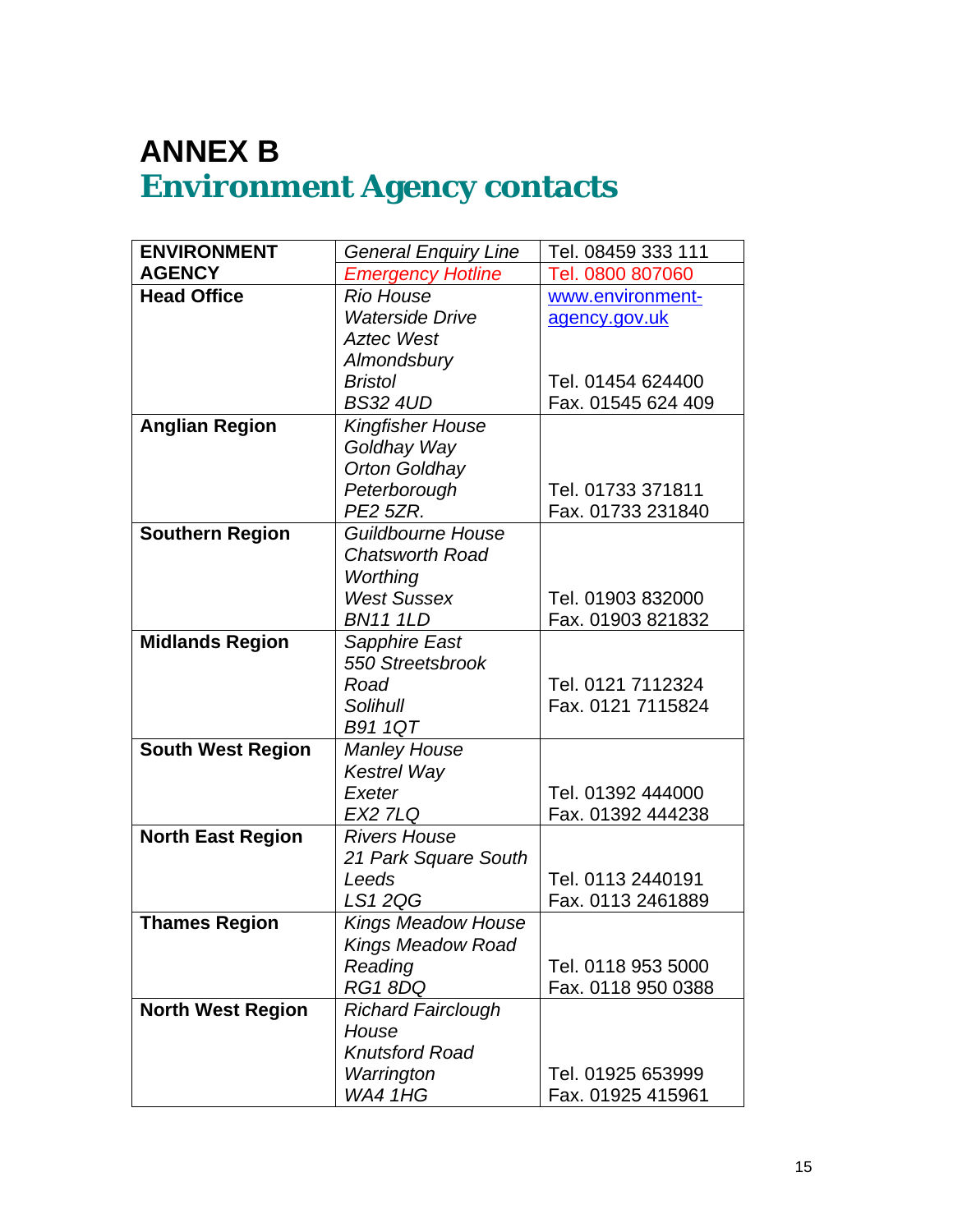# ANNEX B
## Environment Agency contacts

| ENVIRONMENT AGENCY | *General Enquiry Line* | Tel. 08459 333 111 |
|---|---|---|
| | *Emergency Hotline* | Tel. 0800 807060 |
| **Head Office** | *Rio House<br>Waterside Drive<br>Aztec West<br>Almondsbury<br>Bristol<br>BS32 4UD* | www.environment-agency.gov.uk<br><br>Tel. 01454 624400<br>Fax. 01545 624 409 |
| **Anglian Region** | *Kingfisher House<br>Goldhay Way<br>Orton Goldhay<br>Peterborough<br>PE2 5ZR.* | Tel. 01733 371811<br>Fax. 01733 231840 |
| **Southern Region** | *Guildbourne House<br>Chatsworth Road<br>Worthing<br>West Sussex<br>BN11 1LD* | Tel. 01903 832000<br>Fax. 01903 821832 |
| **Midlands Region** | *Sapphire East<br>550 Streetsbrook Road<br>Solihull<br>B91 1QT* | Tel. 0121 7112324<br>Fax. 0121 7115824 |
| **South West Region** | *Manley House<br>Kestrel Way<br>Exeter<br>EX2 7LQ* | Tel. 01392 444000<br>Fax. 01392 444238 |
| **North East Region** | *Rivers House<br>21 Park Square South<br>Leeds<br>LS1 2QG* | Tel. 0113 2440191<br>Fax. 0113 2461889 |
| **Thames Region** | *Kings Meadow House<br>Kings Meadow Road<br>Reading<br>RG1 8DQ* | Tel. 0118 953 5000<br>Fax. 0118 950 0388 |
| **North West Region** | *Richard Fairclough House<br>Knutsford Road<br>Warrington<br>WA4 1HG* | Tel. 01925 653999<br>Fax. 01925 415961 |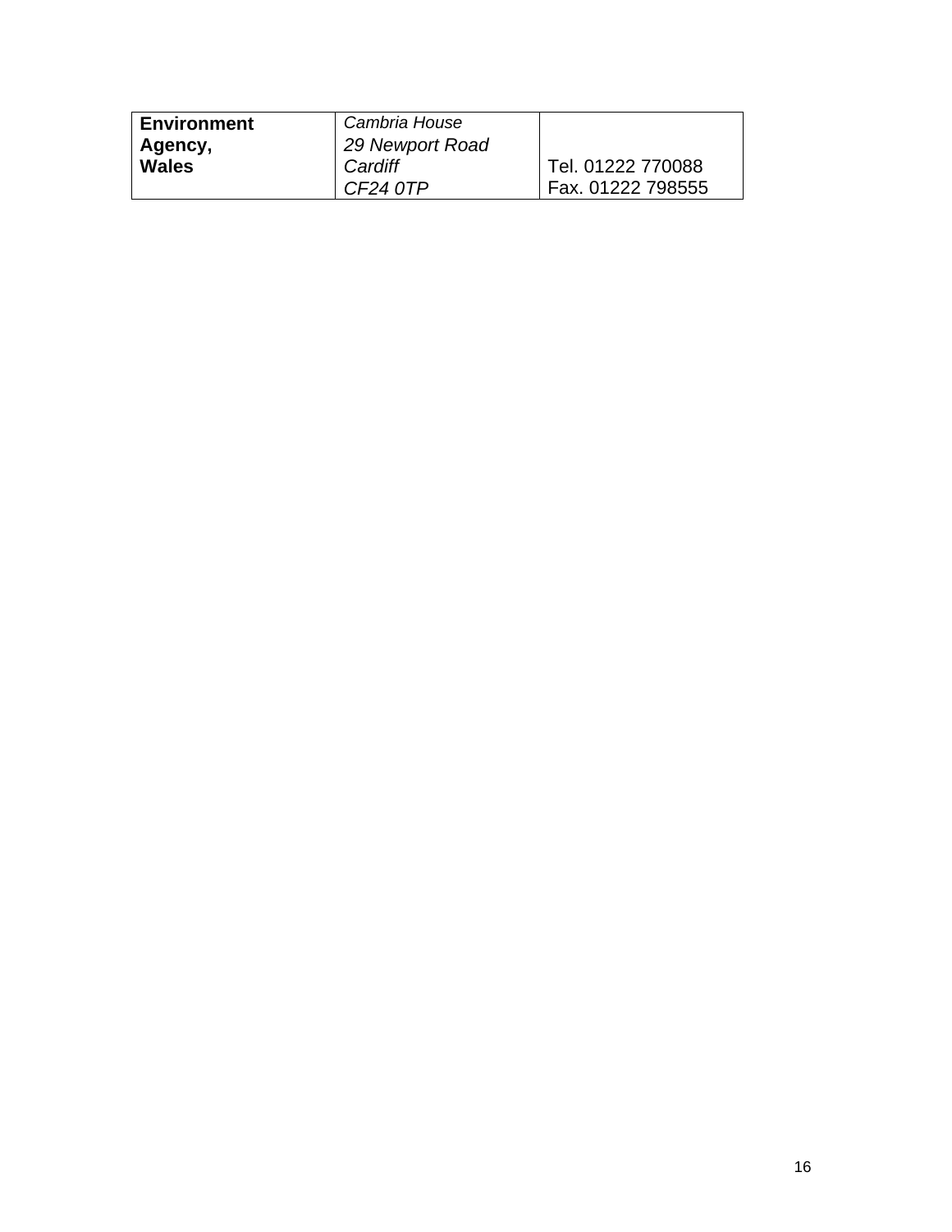| **Environment Agency, Wales** | *Cambria House 29 Newport Road Cardiff CF24 0TP* | Tel. 01222 770088 Fax. 01222 798555 |
|---|---|---|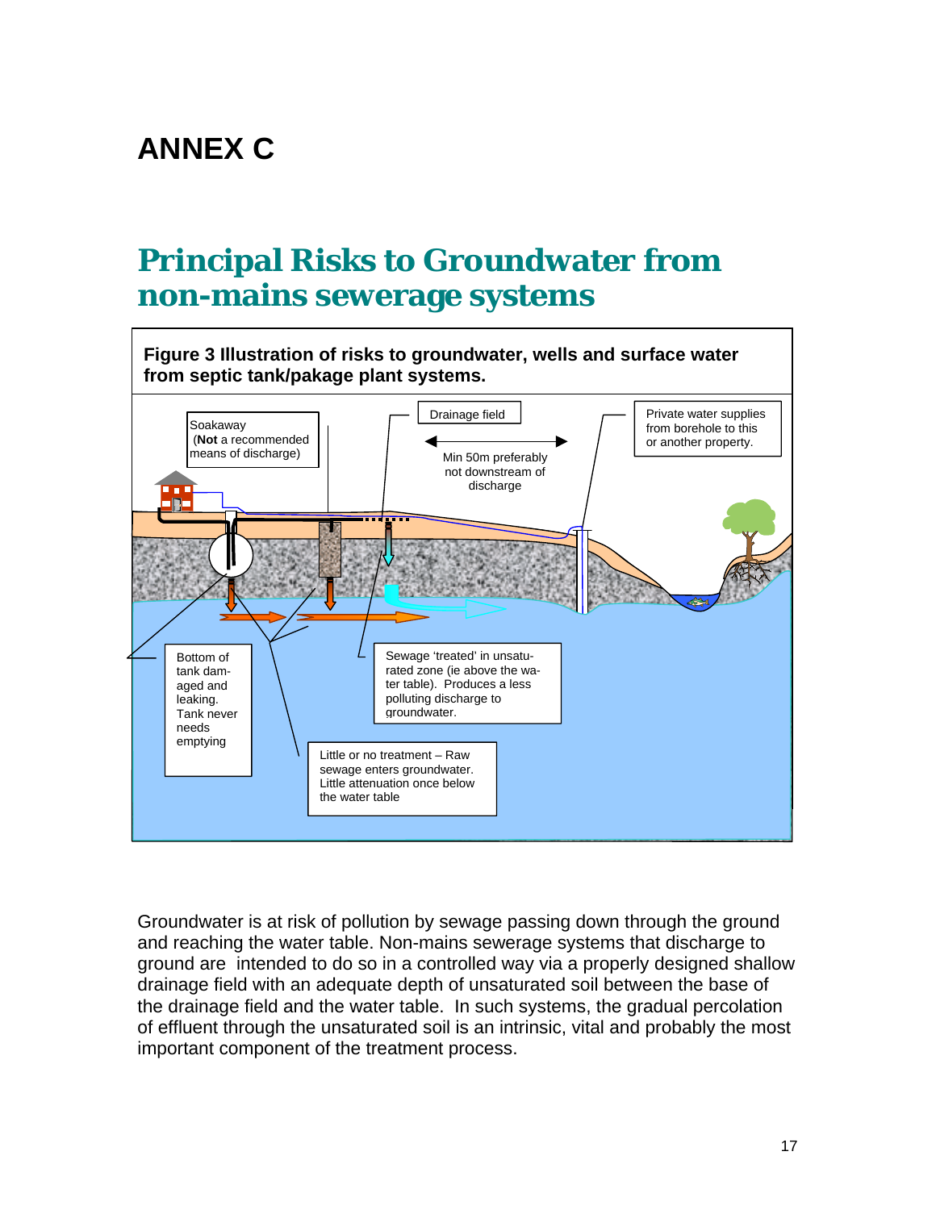# ANNEX C

## Principal Risks to Groundwater from non-mains sewerage systems

**Figure 3 Illustration of risks to groundwater, wells and surface water from septic tank/pakage plant systems.**

Soakaway (**Not** a recommended means of discharge)

Drainage field

Min 50m preferably not downstream of discharge

Private water supplies from borehole to this or another property.

Bottom of tank damaged and leaking. Tank never needs emptying

Sewage 'treated' in unsaturated zone (ie above the water table). Produces a less polluting discharge to groundwater.

Little or no treatment – Raw sewage enters groundwater. Little attenuation once below the water table

Groundwater is at risk of pollution by sewage passing down through the ground and reaching the water table. Non-mains sewerage systems that discharge to ground are intended to do so in a controlled way via a properly designed shallow drainage field with an adequate depth of unsaturated soil between the base of the drainage field and the water table. In such systems, the gradual percolation of effluent through the unsaturated soil is an intrinsic, vital and probably the most important component of the treatment process.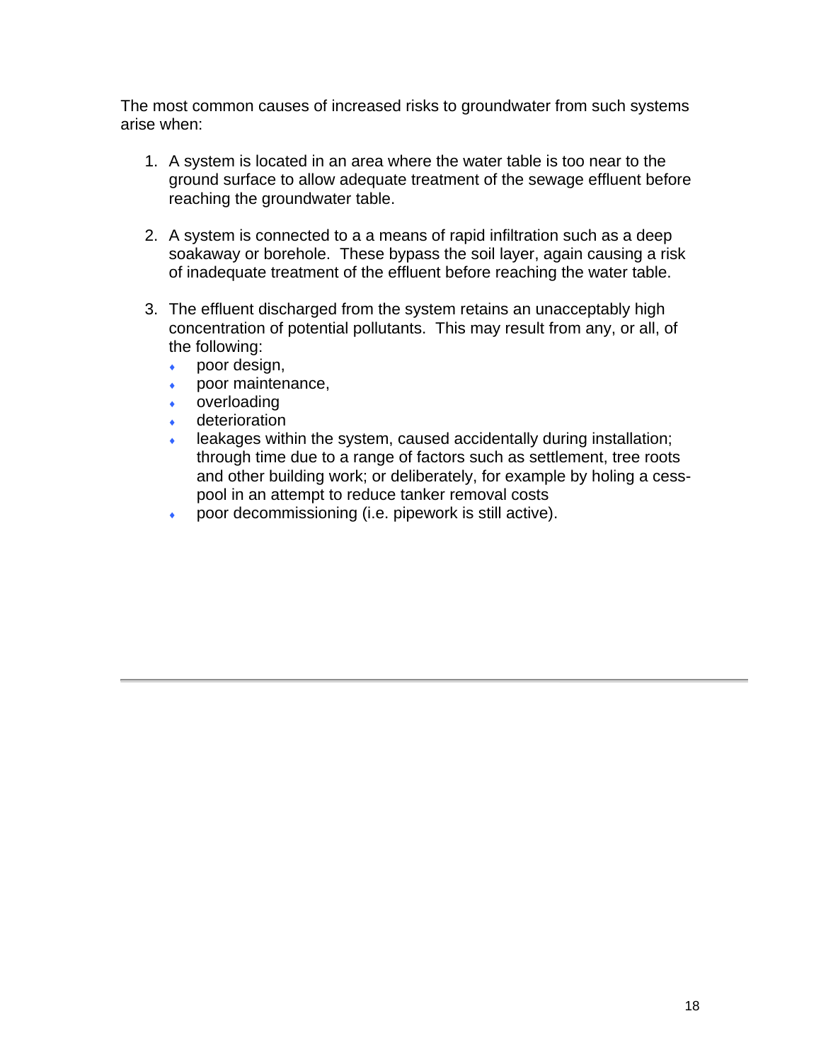The most common causes of increased risks to groundwater from such systems arise when:

1. A system is located in an area where the water table is too near to the ground surface to allow adequate treatment of the sewage effluent before reaching the groundwater table.

2. A system is connected to a a means of rapid infiltration such as a deep soakaway or borehole. These bypass the soil layer, again causing a risk of inadequate treatment of the effluent before reaching the water table.

3. The effluent discharged from the system retains an unacceptably high concentration of potential pollutants. This may result from any, or all, of the following:
   - poor design,
   - poor maintenance,
   - overloading
   - deterioration
   - leakages within the system, caused accidentally during installation; through time due to a range of factors such as settlement, tree roots and other building work; or deliberately, for example by holing a cess-pool in an attempt to reduce tanker removal costs
   - poor decommissioning (i.e. pipework is still active).